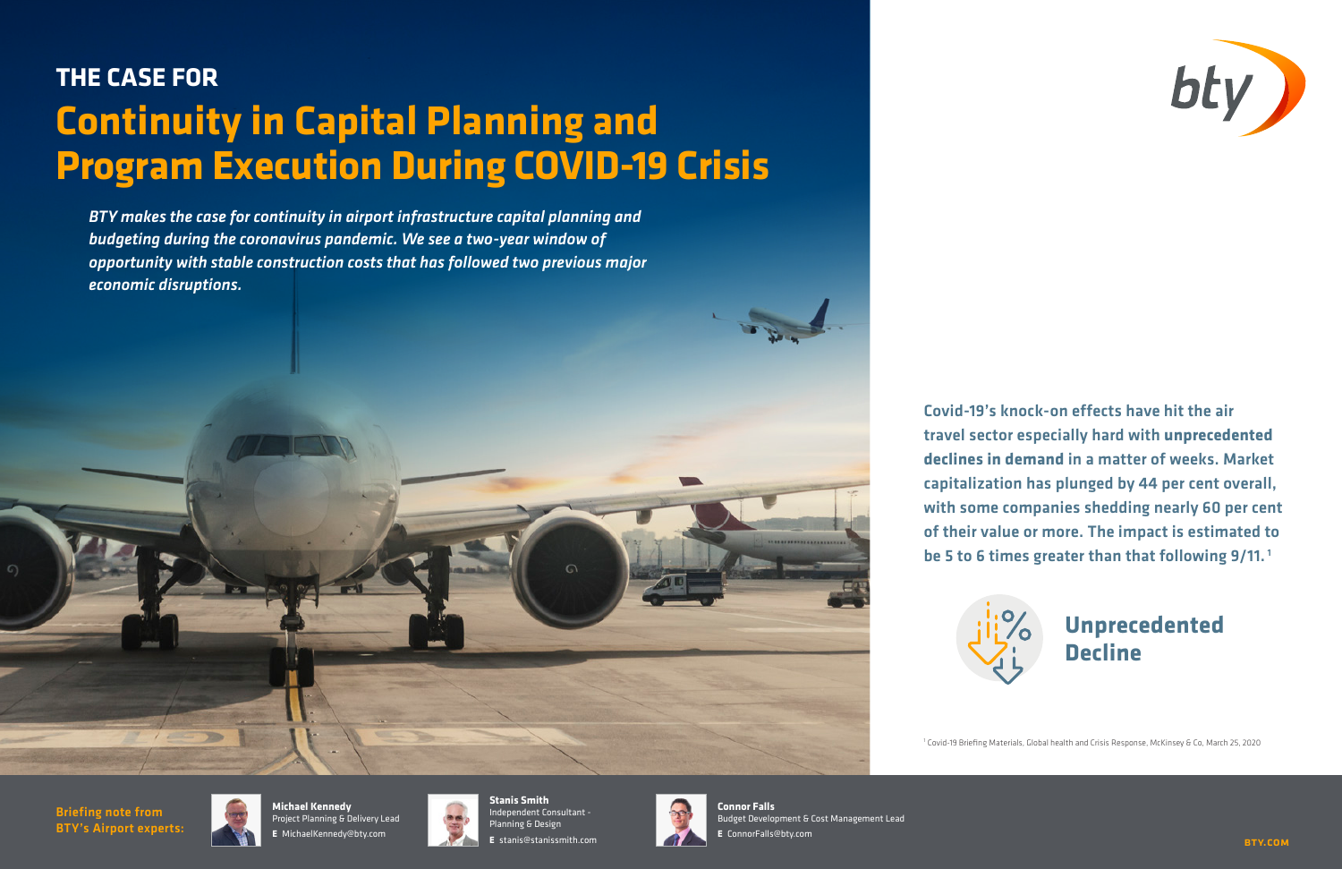# THE CASE FOR

# Continuity in Capital Planning and Program Execution During COVID-19 Crisis

*BTY makes the case for continuity in airport infrastructure capital planning and budgeting during the coronavirus pandemic. We see a two-year window of opportunity with stable construction costs that has followed two previous major economic disruptions.*

Covid-19's knock-on effects have hit the air travel sector especially hard with **unprecedented declines in demand** in a matter of weeks. Market capitalization has plunged by 44 per cent overall, with some companies shedding nearly 60 per cent of their value or more. The impact is estimated to be 5 to 6 times greater than that following 9/11.[1]

## Unprecedented Decline

[1] Covid-19 Briefing Materials, Global health and Crisis Response, McKinsey & Co, March 25, 2020

Briefing note from BTY's Airport experts:

**Michael Kennedy**
Project Planning & Delivery Lead
**E** MichaelKennedy@bty.com

**Stanis Smith**
Independent Consultant - Planning & Design
**E** stanis@stanissmith.com

**Connor Falls**
Budget Development & Cost Management Lead
**E** ConnorFalls@bty.com

BTY.COM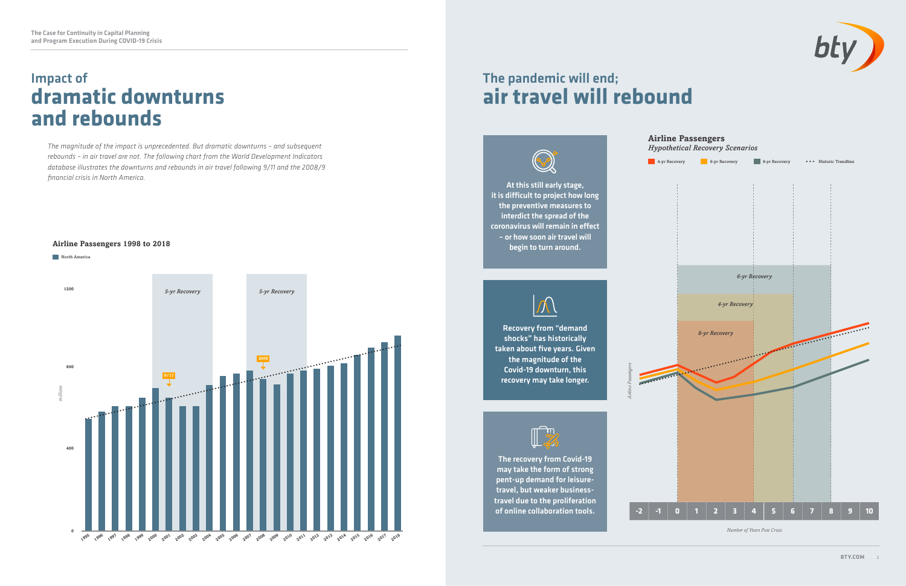# Impact of **dramatic downturns and rebounds**

*The magnitude of the impact is unprecedented. But dramatic downturns – and subsequent rebounds – in air travel are not. The following chart from the World Development Indicators database illustrates the downturns and rebounds in air travel following 9/11 and the 2008/9 financial crisis in North America.*

**Airline Passengers 1998 to 2018**

North America

# The pandemic will end; **air travel will rebound**

**At this still early stage, it is difficult to project how long the preventive measures to interdict the spread of the coronavirus will remain in effect – or how soon air travel will begin to turn around.**

**Recovery from "demand shocks" has historically taken about five years. Given the magnitude of the Covid-19 downturn, this recovery may take longer.**

**The recovery from Covid-19 may take the form of strong pent-up demand for leisure-travel, but weaker business-travel due to the proliferation of online collaboration tools.**

**Airline Passengers**
*Hypothetical Recovery Scenarios*

4-yr Recovery · 6-yr Recovery · 8-yr Recovery · Historic Trendline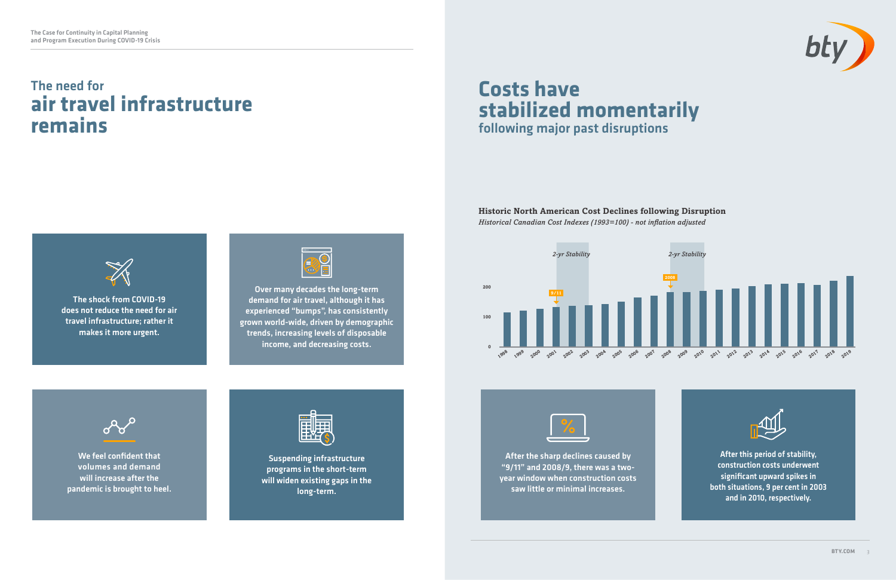## The need for **air travel infrastructure remains**

The shock from COVID-19 does not reduce the need for air travel infrastructure; rather it makes it more urgent.

Over many decades the long-term demand for air travel, although it has experienced "bumps", has consistently grown world-wide, driven by demographic trends, increasing levels of disposable income, and decreasing costs.

We feel confident that volumes and demand will increase after the pandemic is brought to heel.

Suspending infrastructure programs in the short-term will widen existing gaps in the long-term.

## **Costs have stabilized momentarily** following major past disruptions

**Historic North American Cost Declines following Disruption**

*Historical Canadian Cost Indexes (1993=100) - not inflation adjusted*

*2-yr Stability* | *2-yr Stability*

9/11 | 2008

200

100

0

1998 1999 2000 2001 2002 2003 2004 2005 2006 2007 2008 2009 2010 2011 2012 2013 2014 2015 2016 2017 2018 2019

After the sharp declines caused by "9/11" and 2008/9, there was a two-year window when construction costs saw little or minimal increases.

After this period of stability, construction costs underwent significant upward spikes in both situations, 9 per cent in 2003 and in 2010, respectively.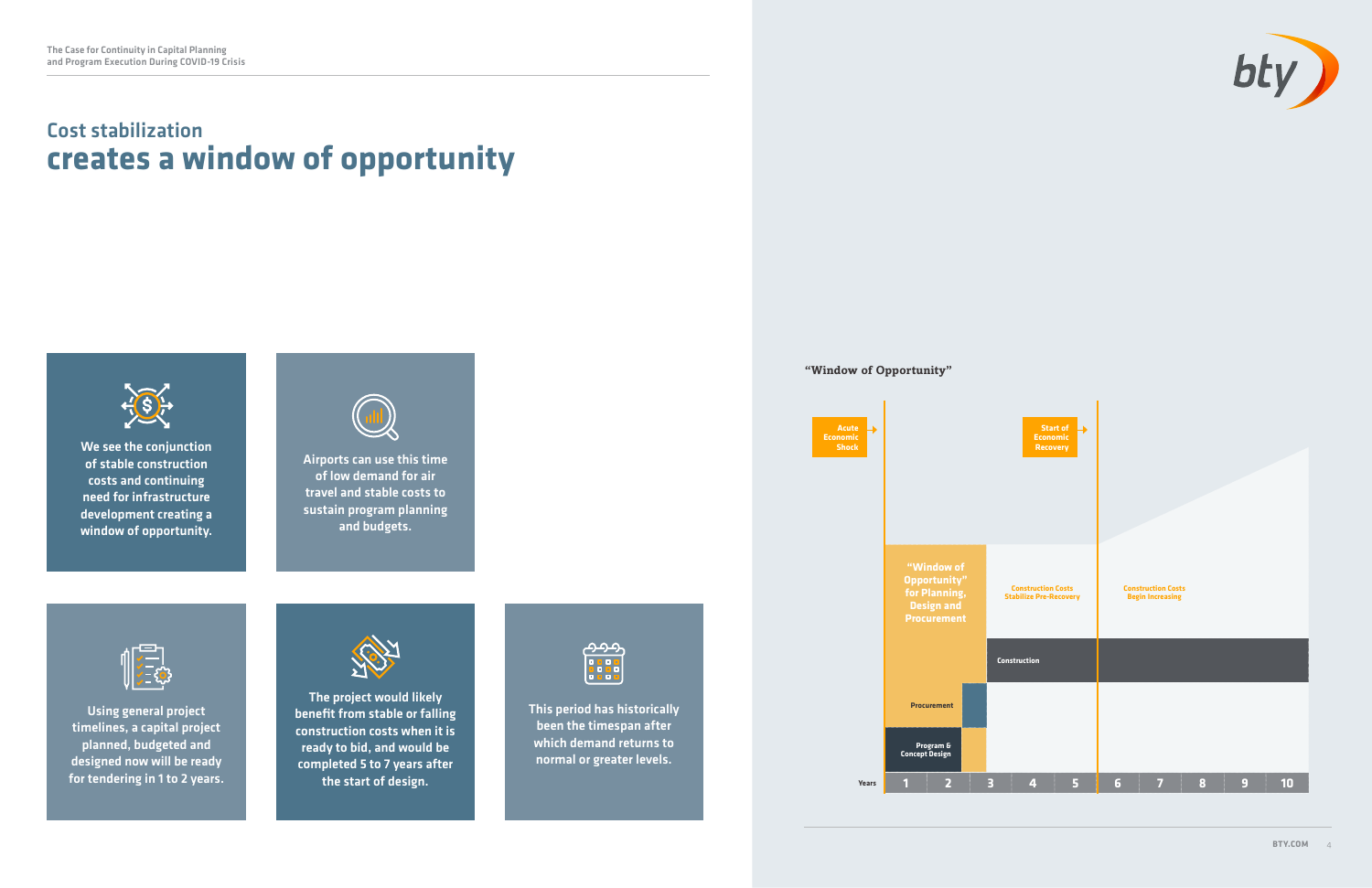## Cost stabilization
# creates a window of opportunity

We see the conjunction of stable construction costs and continuing need for infrastructure development creating a window of opportunity.

Airports can use this time of low demand for air travel and stable costs to sustain program planning and budgets.

Using general project timelines, a capital project planned, budgeted and designed now will be ready for tendering in 1 to 2 years.

The project would likely benefit from stable or falling construction costs when it is ready to bid, and would be completed 5 to 7 years after the start of design.

This period has historically been the timespan after which demand returns to normal or greater levels.

**"Window of Opportunity"**

Acute Economic Shock →

Start of Economic Recovery →

"Window of Opportunity" for Planning, Design and Procurement

Construction Costs Stabilize Pre-Recovery

Construction Costs Begin Increasing

Construction

Procurement

Program & Concept Design

Years: 1 2 3 4 5 6 7 8 9 10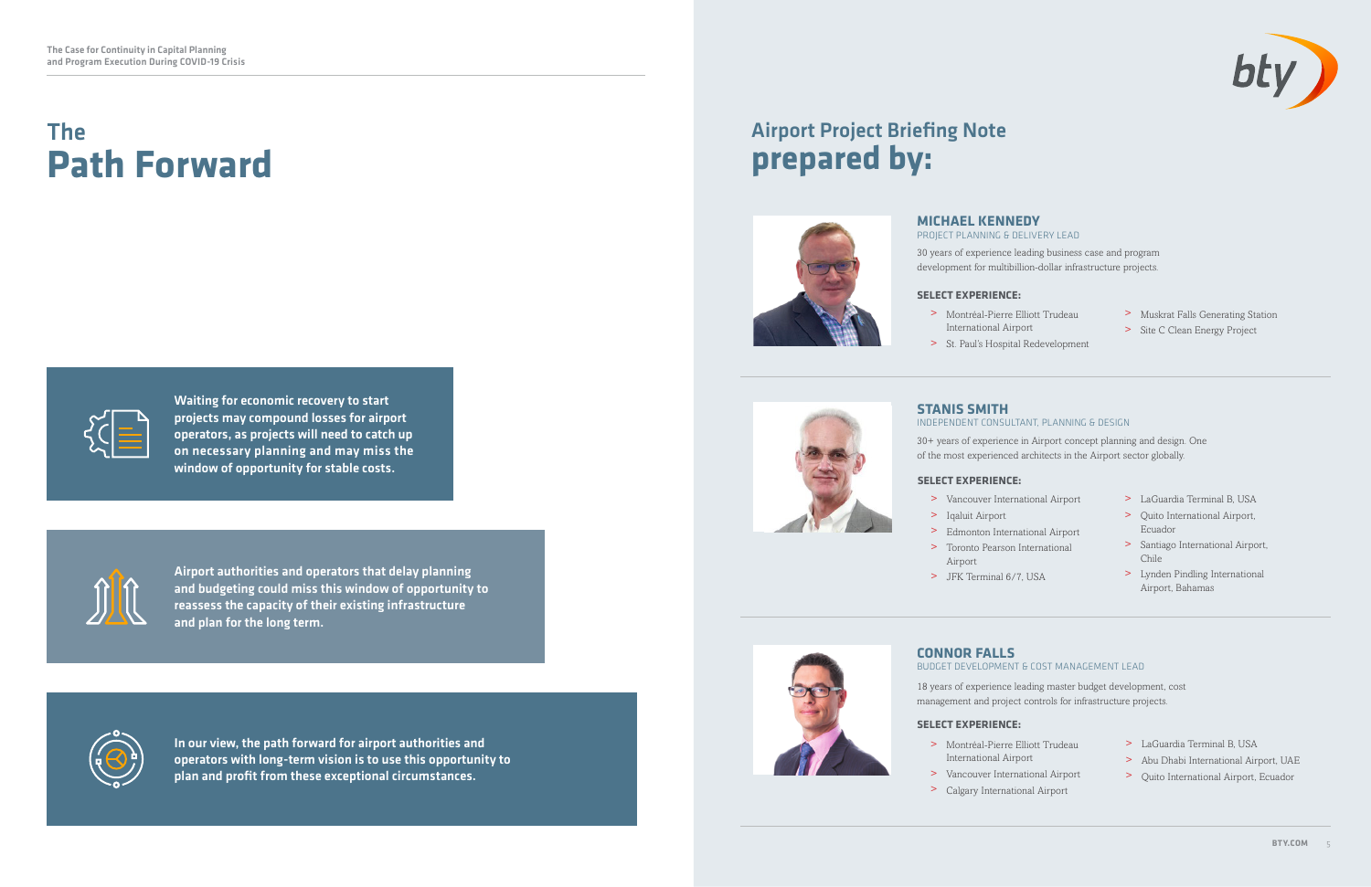# The Path Forward

Waiting for economic recovery to start projects may compound losses for airport operators, as projects will need to catch up on necessary planning and may miss the window of opportunity for stable costs.

Airport authorities and operators that delay planning and budgeting could miss this window of opportunity to reassess the capacity of their existing infrastructure and plan for the long term.

In our view, the path forward for airport authorities and operators with long-term vision is to use this opportunity to plan and profit from these exceptional circumstances.

# Airport Project Briefing Note prepared by:

## MICHAEL KENNEDY

PROJECT PLANNING & DELIVERY LEAD

30 years of experience leading business case and program development for multibillion-dollar infrastructure projects.

**SELECT EXPERIENCE:**

- Montréal-Pierre Elliott Trudeau International Airport
- St. Paul's Hospital Redevelopment
- Muskrat Falls Generating Station
- Site C Clean Energy Project

## STANIS SMITH

INDEPENDENT CONSULTANT, PLANNING & DESIGN

30+ years of experience in Airport concept planning and design. One of the most experienced architects in the Airport sector globally.

**SELECT EXPERIENCE:**

- Vancouver International Airport
- Iqaluit Airport
- Edmonton International Airport
- Toronto Pearson International Airport
- JFK Terminal 6/7, USA
- LaGuardia Terminal B, USA
- Quito International Airport, Ecuador
- Santiago International Airport, Chile
- Lynden Pindling International Airport, Bahamas

## CONNOR FALLS

BUDGET DEVELOPMENT & COST MANAGEMENT LEAD

18 years of experience leading master budget development, cost management and project controls for infrastructure projects.

**SELECT EXPERIENCE:**

- Montréal-Pierre Elliott Trudeau International Airport
- Vancouver International Airport
- Calgary International Airport
- LaGuardia Terminal B, USA
- Abu Dhabi International Airport, UAE
- Quito International Airport, Ecuador

BTY.COM